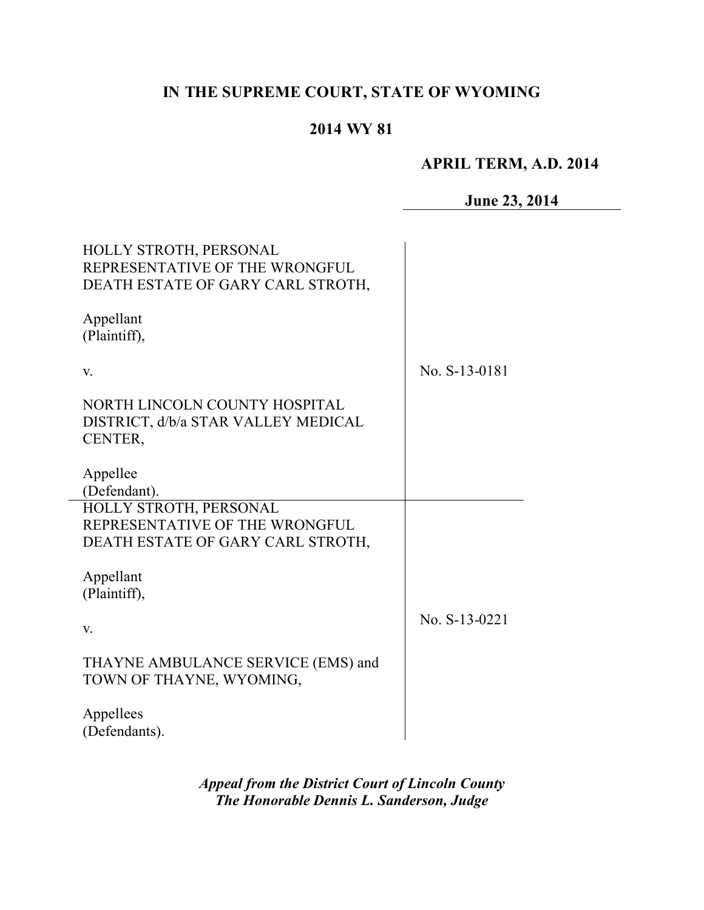**IN THE SUPREME COURT, STATE OF WYOMING**

**2014 WY 81**

**APRIL TERM, A.D. 2014**

**June 23, 2014**

| | |
|---|---|
| HOLLY STROTH, PERSONAL REPRESENTATIVE OF THE WRONGFUL DEATH ESTATE OF GARY CARL STROTH,<br><br>Appellant<br>(Plaintiff),<br><br>v.<br><br>NORTH LINCOLN COUNTY HOSPITAL DISTRICT, d/b/a STAR VALLEY MEDICAL CENTER,<br><br>Appellee<br>(Defendant). | No. S-13-0181 |
| HOLLY STROTH, PERSONAL REPRESENTATIVE OF THE WRONGFUL DEATH ESTATE OF GARY CARL STROTH,<br><br>Appellant<br>(Plaintiff),<br><br>v.<br><br>THAYNE AMBULANCE SERVICE (EMS) and TOWN OF THAYNE, WYOMING,<br><br>Appellees<br>(Defendants). | No. S-13-0221 |

***Appeal from the District Court of Lincoln County***
***The Honorable Dennis L. Sanderson, Judge***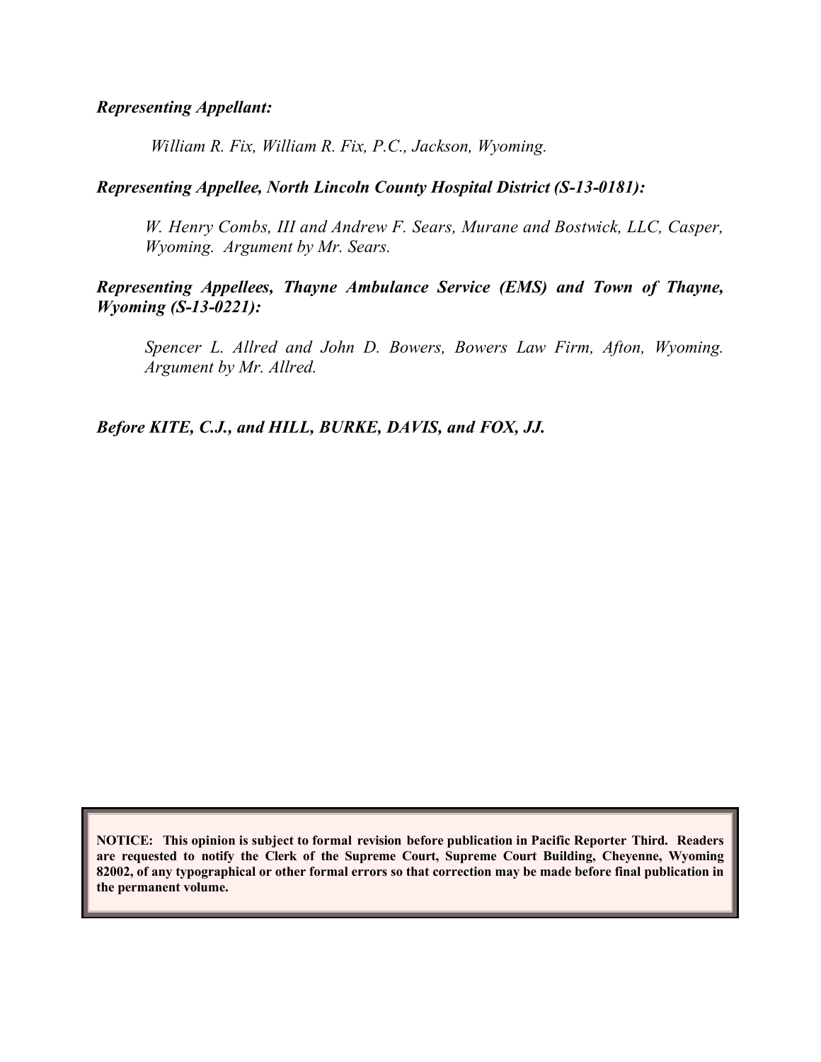***Representing Appellant:***

*William R. Fix, William R. Fix, P.C., Jackson, Wyoming.*

***Representing Appellee, North Lincoln County Hospital District (S-13-0181):***

*W. Henry Combs, III and Andrew F. Sears, Murane and Bostwick, LLC, Casper, Wyoming. Argument by Mr. Sears.*

***Representing Appellees, Thayne Ambulance Service (EMS) and Town of Thayne, Wyoming (S-13-0221):***

*Spencer L. Allred and John D. Bowers, Bowers Law Firm, Afton, Wyoming. Argument by Mr. Allred.*

***Before KITE, C.J., and HILL, BURKE, DAVIS, and FOX, JJ.***

**NOTICE: This opinion is subject to formal revision before publication in Pacific Reporter Third. Readers are requested to notify the Clerk of the Supreme Court, Supreme Court Building, Cheyenne, Wyoming 82002, of any typographical or other formal errors so that correction may be made before final publication in the permanent volume.**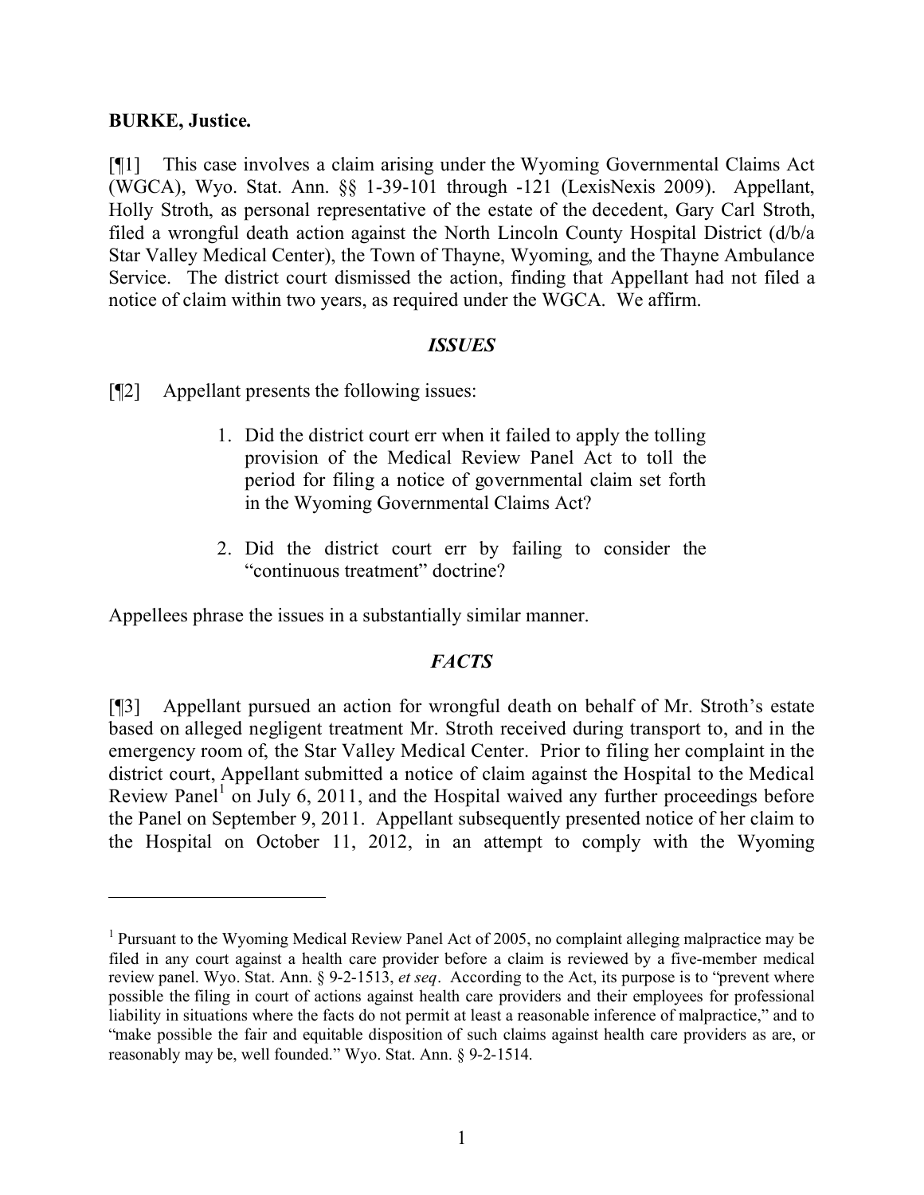**BURKE, Justice.**

[¶1] This case involves a claim arising under the Wyoming Governmental Claims Act (WGCA), Wyo. Stat. Ann. §§ 1-39-101 through -121 (LexisNexis 2009). Appellant, Holly Stroth, as personal representative of the estate of the decedent, Gary Carl Stroth, filed a wrongful death action against the North Lincoln County Hospital District (d/b/a Star Valley Medical Center), the Town of Thayne, Wyoming, and the Thayne Ambulance Service. The district court dismissed the action, finding that Appellant had not filed a notice of claim within two years, as required under the WGCA. We affirm.

## *ISSUES*

[¶2] Appellant presents the following issues:

> 1. Did the district court err when it failed to apply the tolling provision of the Medical Review Panel Act to toll the period for filing a notice of governmental claim set forth in the Wyoming Governmental Claims Act?
>
> 2. Did the district court err by failing to consider the "continuous treatment" doctrine?

Appellees phrase the issues in a substantially similar manner.

## *FACTS*

[¶3] Appellant pursued an action for wrongful death on behalf of Mr. Stroth's estate based on alleged negligent treatment Mr. Stroth received during transport to, and in the emergency room of, the Star Valley Medical Center. Prior to filing her complaint in the district court, Appellant submitted a notice of claim against the Hospital to the Medical Review Panel[1] on July 6, 2011, and the Hospital waived any further proceedings before the Panel on September 9, 2011. Appellant subsequently presented notice of her claim to the Hospital on October 11, 2012, in an attempt to comply with the Wyoming

---

[1] Pursuant to the Wyoming Medical Review Panel Act of 2005, no complaint alleging malpractice may be filed in any court against a health care provider before a claim is reviewed by a five-member medical review panel. Wyo. Stat. Ann. § 9-2-1513, *et seq*. According to the Act, its purpose is to "prevent where possible the filing in court of actions against health care providers and their employees for professional liability in situations where the facts do not permit at least a reasonable inference of malpractice," and to "make possible the fair and equitable disposition of such claims against health care providers as are, or reasonably may be, well founded." Wyo. Stat. Ann. § 9-2-1514.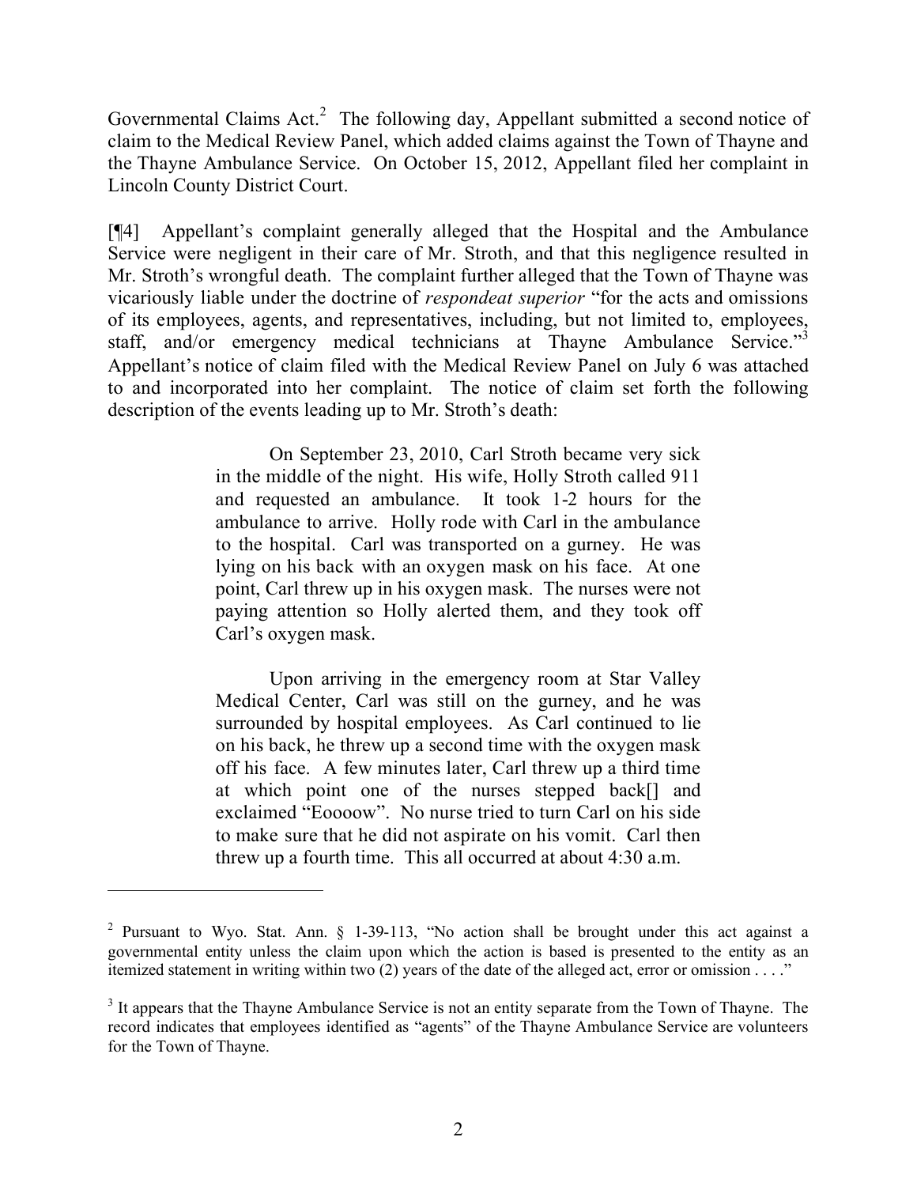Governmental Claims Act.[2] The following day, Appellant submitted a second notice of claim to the Medical Review Panel, which added claims against the Town of Thayne and the Thayne Ambulance Service. On October 15, 2012, Appellant filed her complaint in Lincoln County District Court.

[¶4] Appellant's complaint generally alleged that the Hospital and the Ambulance Service were negligent in their care of Mr. Stroth, and that this negligence resulted in Mr. Stroth's wrongful death. The complaint further alleged that the Town of Thayne was vicariously liable under the doctrine of *respondeat superior* "for the acts and omissions of its employees, agents, and representatives, including, but not limited to, employees, staff, and/or emergency medical technicians at Thayne Ambulance Service."[3] Appellant's notice of claim filed with the Medical Review Panel on July 6 was attached to and incorporated into her complaint. The notice of claim set forth the following description of the events leading up to Mr. Stroth's death:

> On September 23, 2010, Carl Stroth became very sick in the middle of the night. His wife, Holly Stroth called 911 and requested an ambulance. It took 1-2 hours for the ambulance to arrive. Holly rode with Carl in the ambulance to the hospital. Carl was transported on a gurney. He was lying on his back with an oxygen mask on his face. At one point, Carl threw up in his oxygen mask. The nurses were not paying attention so Holly alerted them, and they took off Carl's oxygen mask.
>
> Upon arriving in the emergency room at Star Valley Medical Center, Carl was still on the gurney, and he was surrounded by hospital employees. As Carl continued to lie on his back, he threw up a second time with the oxygen mask off his face. A few minutes later, Carl threw up a third time at which point one of the nurses stepped back[] and exclaimed "Eoooow". No nurse tried to turn Carl on his side to make sure that he did not aspirate on his vomit. Carl then threw up a fourth time. This all occurred at about 4:30 a.m.

---

[2] Pursuant to Wyo. Stat. Ann. § 1-39-113, "No action shall be brought under this act against a governmental entity unless the claim upon which the action is based is presented to the entity as an itemized statement in writing within two (2) years of the date of the alleged act, error or omission . . . ."

[3] It appears that the Thayne Ambulance Service is not an entity separate from the Town of Thayne. The record indicates that employees identified as "agents" of the Thayne Ambulance Service are volunteers for the Town of Thayne.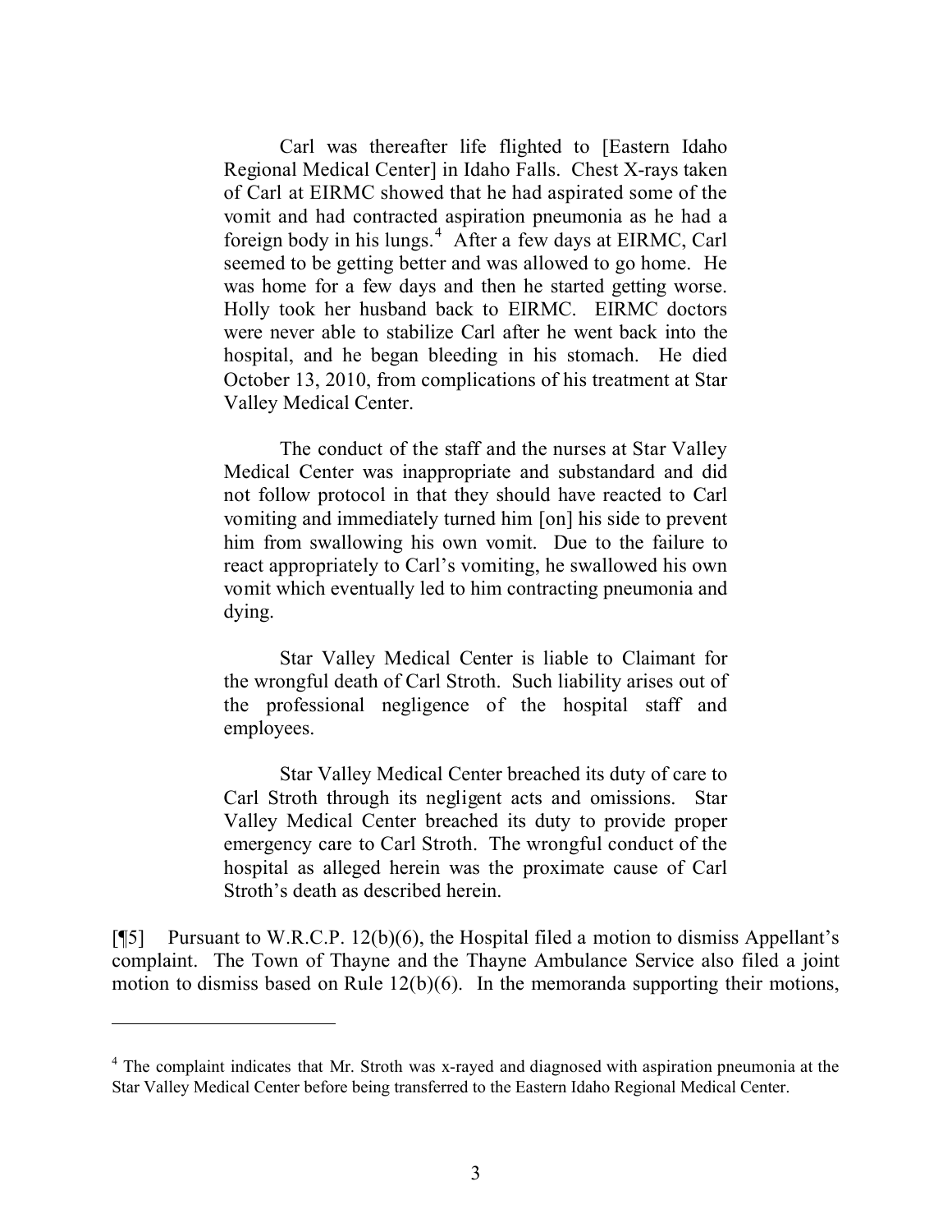> Carl was thereafter life flighted to [Eastern Idaho Regional Medical Center] in Idaho Falls. Chest X-rays taken of Carl at EIRMC showed that he had aspirated some of the vomit and had contracted aspiration pneumonia as he had a foreign body in his lungs.[4] After a few days at EIRMC, Carl seemed to be getting better and was allowed to go home. He was home for a few days and then he started getting worse. Holly took her husband back to EIRMC. EIRMC doctors were never able to stabilize Carl after he went back into the hospital, and he began bleeding in his stomach. He died October 13, 2010, from complications of his treatment at Star Valley Medical Center.
>
> The conduct of the staff and the nurses at Star Valley Medical Center was inappropriate and substandard and did not follow protocol in that they should have reacted to Carl vomiting and immediately turned him [on] his side to prevent him from swallowing his own vomit. Due to the failure to react appropriately to Carl's vomiting, he swallowed his own vomit which eventually led to him contracting pneumonia and dying.
>
> Star Valley Medical Center is liable to Claimant for the wrongful death of Carl Stroth. Such liability arises out of the professional negligence of the hospital staff and employees.
>
> Star Valley Medical Center breached its duty of care to Carl Stroth through its negligent acts and omissions. Star Valley Medical Center breached its duty to provide proper emergency care to Carl Stroth. The wrongful conduct of the hospital as alleged herein was the proximate cause of Carl Stroth's death as described herein.

[¶5] Pursuant to W.R.C.P. 12(b)(6), the Hospital filed a motion to dismiss Appellant's complaint. The Town of Thayne and the Thayne Ambulance Service also filed a joint motion to dismiss based on Rule 12(b)(6). In the memoranda supporting their motions,

---

[4] The complaint indicates that Mr. Stroth was x-rayed and diagnosed with aspiration pneumonia at the Star Valley Medical Center before being transferred to the Eastern Idaho Regional Medical Center.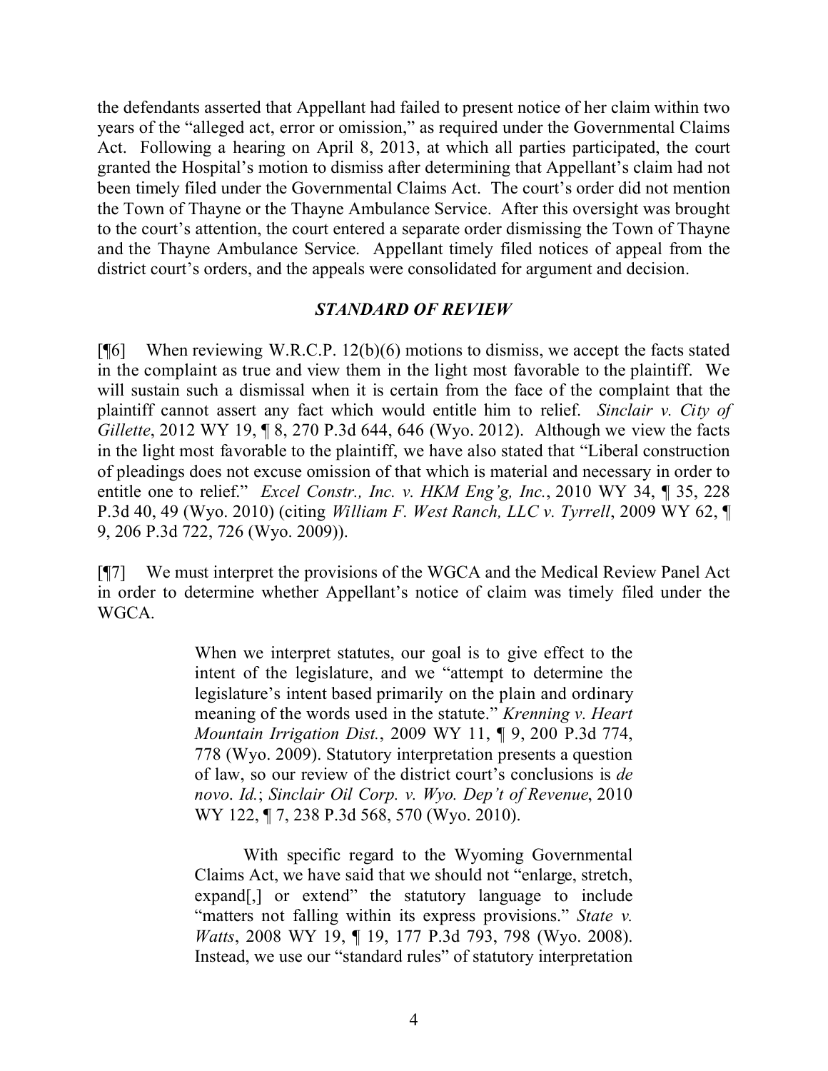the defendants asserted that Appellant had failed to present notice of her claim within two years of the "alleged act, error or omission," as required under the Governmental Claims Act. Following a hearing on April 8, 2013, at which all parties participated, the court granted the Hospital's motion to dismiss after determining that Appellant's claim had not been timely filed under the Governmental Claims Act. The court's order did not mention the Town of Thayne or the Thayne Ambulance Service. After this oversight was brought to the court's attention, the court entered a separate order dismissing the Town of Thayne and the Thayne Ambulance Service. Appellant timely filed notices of appeal from the district court's orders, and the appeals were consolidated for argument and decision.

### *STANDARD OF REVIEW*

[¶6] When reviewing W.R.C.P. 12(b)(6) motions to dismiss, we accept the facts stated in the complaint as true and view them in the light most favorable to the plaintiff. We will sustain such a dismissal when it is certain from the face of the complaint that the plaintiff cannot assert any fact which would entitle him to relief. *Sinclair v. City of Gillette*, 2012 WY 19, ¶ 8, 270 P.3d 644, 646 (Wyo. 2012). Although we view the facts in the light most favorable to the plaintiff, we have also stated that "Liberal construction of pleadings does not excuse omission of that which is material and necessary in order to entitle one to relief." *Excel Constr., Inc. v. HKM Eng'g, Inc.*, 2010 WY 34, ¶ 35, 228 P.3d 40, 49 (Wyo. 2010) (citing *William F. West Ranch, LLC v. Tyrrell*, 2009 WY 62, ¶ 9, 206 P.3d 722, 726 (Wyo. 2009)).

[¶7] We must interpret the provisions of the WGCA and the Medical Review Panel Act in order to determine whether Appellant's notice of claim was timely filed under the WGCA.

> When we interpret statutes, our goal is to give effect to the intent of the legislature, and we "attempt to determine the legislature's intent based primarily on the plain and ordinary meaning of the words used in the statute." *Krenning v. Heart Mountain Irrigation Dist.*, 2009 WY 11, ¶ 9, 200 P.3d 774, 778 (Wyo. 2009). Statutory interpretation presents a question of law, so our review of the district court's conclusions is *de novo*. *Id.*; *Sinclair Oil Corp. v. Wyo. Dep't of Revenue*, 2010 WY 122, ¶ 7, 238 P.3d 568, 570 (Wyo. 2010).
>
> With specific regard to the Wyoming Governmental Claims Act, we have said that we should not "enlarge, stretch, expand[,] or extend" the statutory language to include "matters not falling within its express provisions." *State v. Watts*, 2008 WY 19, ¶ 19, 177 P.3d 793, 798 (Wyo. 2008). Instead, we use our "standard rules" of statutory interpretation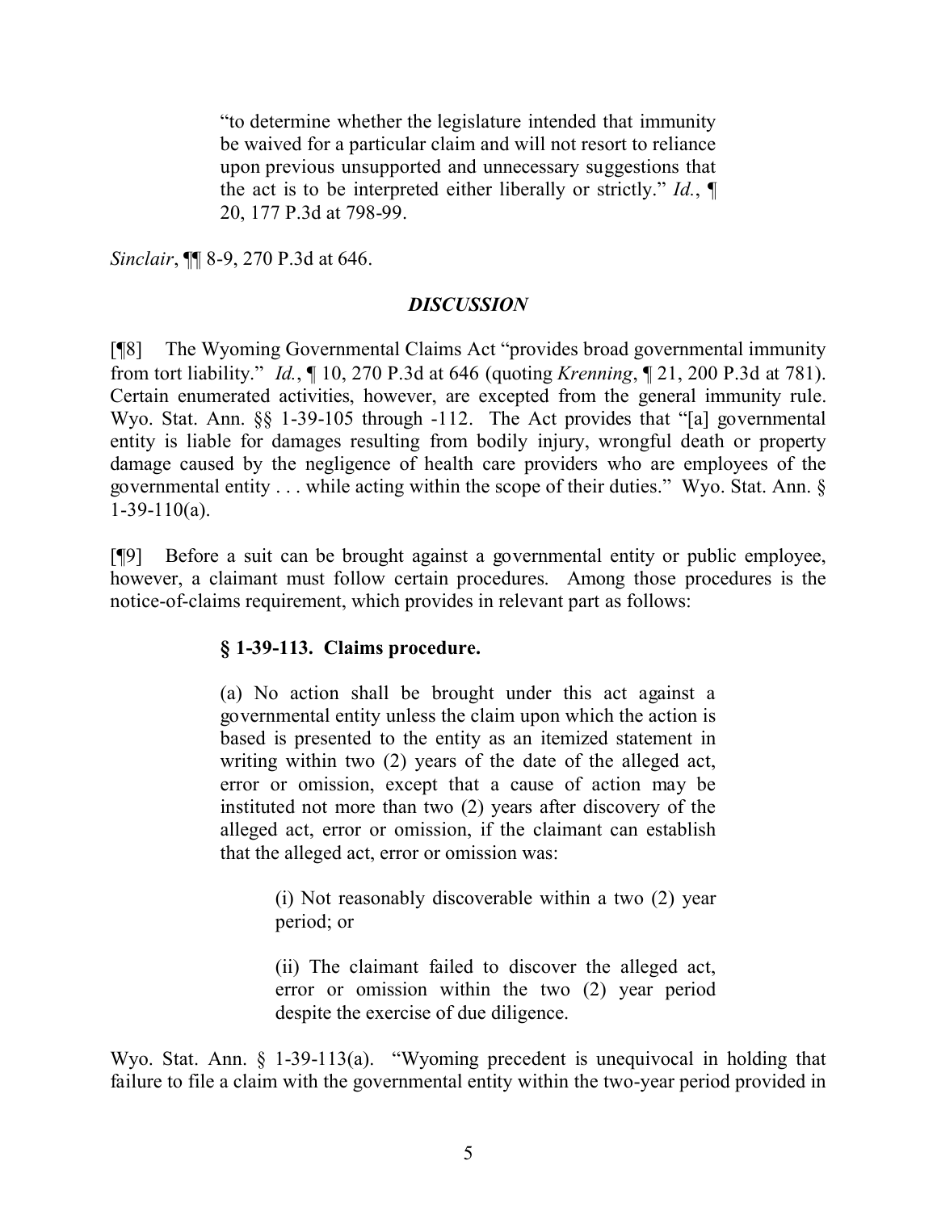> "to determine whether the legislature intended that immunity be waived for a particular claim and will not resort to reliance upon previous unsupported and unnecessary suggestions that the act is to be interpreted either liberally or strictly." *Id.*, ¶ 20, 177 P.3d at 798-99.

*Sinclair*, ¶¶ 8-9, 270 P.3d at 646.

## *DISCUSSION*

[¶8] The Wyoming Governmental Claims Act "provides broad governmental immunity from tort liability." *Id.*, ¶ 10, 270 P.3d at 646 (quoting *Krenning*, ¶ 21, 200 P.3d at 781). Certain enumerated activities, however, are excepted from the general immunity rule. Wyo. Stat. Ann. §§ 1-39-105 through -112. The Act provides that "[a] governmental entity is liable for damages resulting from bodily injury, wrongful death or property damage caused by the negligence of health care providers who are employees of the governmental entity . . . while acting within the scope of their duties." Wyo. Stat. Ann. § 1-39-110(a).

[¶9] Before a suit can be brought against a governmental entity or public employee, however, a claimant must follow certain procedures. Among those procedures is the notice-of-claims requirement, which provides in relevant part as follows:

> **§ 1-39-113. Claims procedure.**
>
> (a) No action shall be brought under this act against a governmental entity unless the claim upon which the action is based is presented to the entity as an itemized statement in writing within two (2) years of the date of the alleged act, error or omission, except that a cause of action may be instituted not more than two (2) years after discovery of the alleged act, error or omission, if the claimant can establish that the alleged act, error or omission was:
>
> > (i) Not reasonably discoverable within a two (2) year period; or
> >
> > (ii) The claimant failed to discover the alleged act, error or omission within the two (2) year period despite the exercise of due diligence.

Wyo. Stat. Ann. § 1-39-113(a). "Wyoming precedent is unequivocal in holding that failure to file a claim with the governmental entity within the two-year period provided in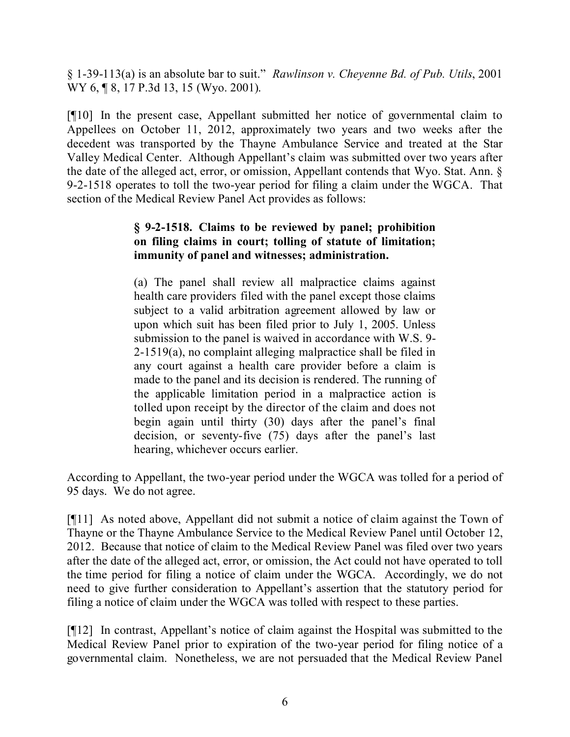§ 1-39-113(a) is an absolute bar to suit." *Rawlinson v. Cheyenne Bd. of Pub. Utils*, 2001 WY 6, ¶ 8, 17 P.3d 13, 15 (Wyo. 2001).

[¶10] In the present case, Appellant submitted her notice of governmental claim to Appellees on October 11, 2012, approximately two years and two weeks after the decedent was transported by the Thayne Ambulance Service and treated at the Star Valley Medical Center. Although Appellant's claim was submitted over two years after the date of the alleged act, error, or omission, Appellant contends that Wyo. Stat. Ann. § 9-2-1518 operates to toll the two-year period for filing a claim under the WGCA. That section of the Medical Review Panel Act provides as follows:

> **§ 9-2-1518. Claims to be reviewed by panel; prohibition on filing claims in court; tolling of statute of limitation; immunity of panel and witnesses; administration.**
>
> (a) The panel shall review all malpractice claims against health care providers filed with the panel except those claims subject to a valid arbitration agreement allowed by law or upon which suit has been filed prior to July 1, 2005. Unless submission to the panel is waived in accordance with W.S. 9-2-1519(a), no complaint alleging malpractice shall be filed in any court against a health care provider before a claim is made to the panel and its decision is rendered. The running of the applicable limitation period in a malpractice action is tolled upon receipt by the director of the claim and does not begin again until thirty (30) days after the panel's final decision, or seventy-five (75) days after the panel's last hearing, whichever occurs earlier.

According to Appellant, the two-year period under the WGCA was tolled for a period of 95 days. We do not agree.

[¶11] As noted above, Appellant did not submit a notice of claim against the Town of Thayne or the Thayne Ambulance Service to the Medical Review Panel until October 12, 2012. Because that notice of claim to the Medical Review Panel was filed over two years after the date of the alleged act, error, or omission, the Act could not have operated to toll the time period for filing a notice of claim under the WGCA. Accordingly, we do not need to give further consideration to Appellant's assertion that the statutory period for filing a notice of claim under the WGCA was tolled with respect to these parties.

[¶12] In contrast, Appellant's notice of claim against the Hospital was submitted to the Medical Review Panel prior to expiration of the two-year period for filing notice of a governmental claim. Nonetheless, we are not persuaded that the Medical Review Panel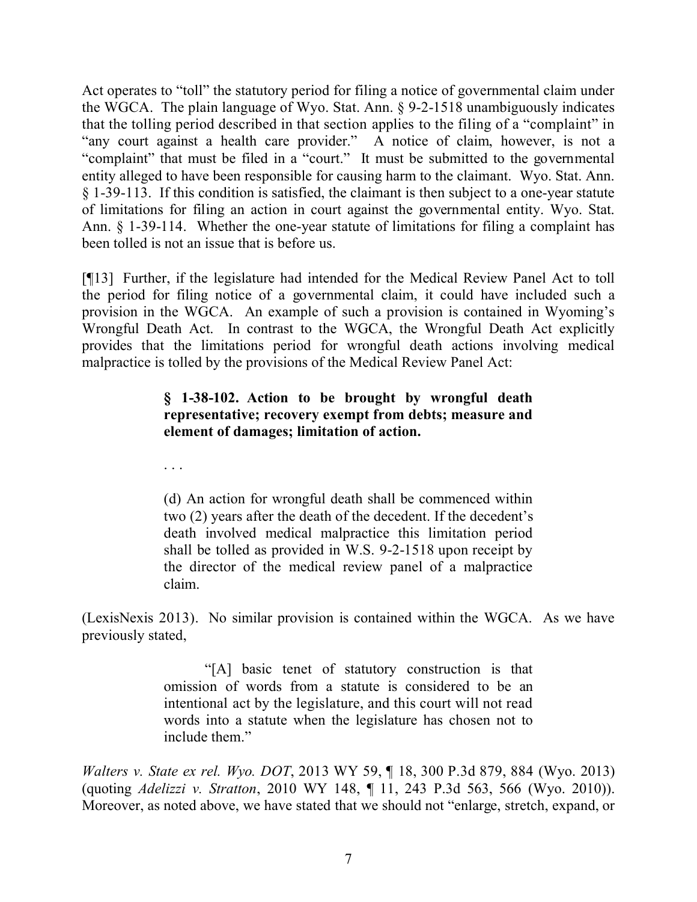Act operates to "toll" the statutory period for filing a notice of governmental claim under the WGCA. The plain language of Wyo. Stat. Ann. § 9-2-1518 unambiguously indicates that the tolling period described in that section applies to the filing of a "complaint" in "any court against a health care provider." A notice of claim, however, is not a "complaint" that must be filed in a "court." It must be submitted to the governmental entity alleged to have been responsible for causing harm to the claimant. Wyo. Stat. Ann. § 1-39-113. If this condition is satisfied, the claimant is then subject to a one-year statute of limitations for filing an action in court against the governmental entity. Wyo. Stat. Ann. § 1-39-114. Whether the one-year statute of limitations for filing a complaint has been tolled is not an issue that is before us.

[¶13] Further, if the legislature had intended for the Medical Review Panel Act to toll the period for filing notice of a governmental claim, it could have included such a provision in the WGCA. An example of such a provision is contained in Wyoming's Wrongful Death Act. In contrast to the WGCA, the Wrongful Death Act explicitly provides that the limitations period for wrongful death actions involving medical malpractice is tolled by the provisions of the Medical Review Panel Act:

> **§ 1-38-102. Action to be brought by wrongful death representative; recovery exempt from debts; measure and element of damages; limitation of action.**
>
> . . .
>
> (d) An action for wrongful death shall be commenced within two (2) years after the death of the decedent. If the decedent's death involved medical malpractice this limitation period shall be tolled as provided in W.S. 9-2-1518 upon receipt by the director of the medical review panel of a malpractice claim.

(LexisNexis 2013). No similar provision is contained within the WGCA. As we have previously stated,

> "[A] basic tenet of statutory construction is that omission of words from a statute is considered to be an intentional act by the legislature, and this court will not read words into a statute when the legislature has chosen not to include them."

*Walters v. State ex rel. Wyo. DOT*, 2013 WY 59, ¶ 18, 300 P.3d 879, 884 (Wyo. 2013) (quoting *Adelizzi v. Stratton*, 2010 WY 148, ¶ 11, 243 P.3d 563, 566 (Wyo. 2010)). Moreover, as noted above, we have stated that we should not "enlarge, stretch, expand, or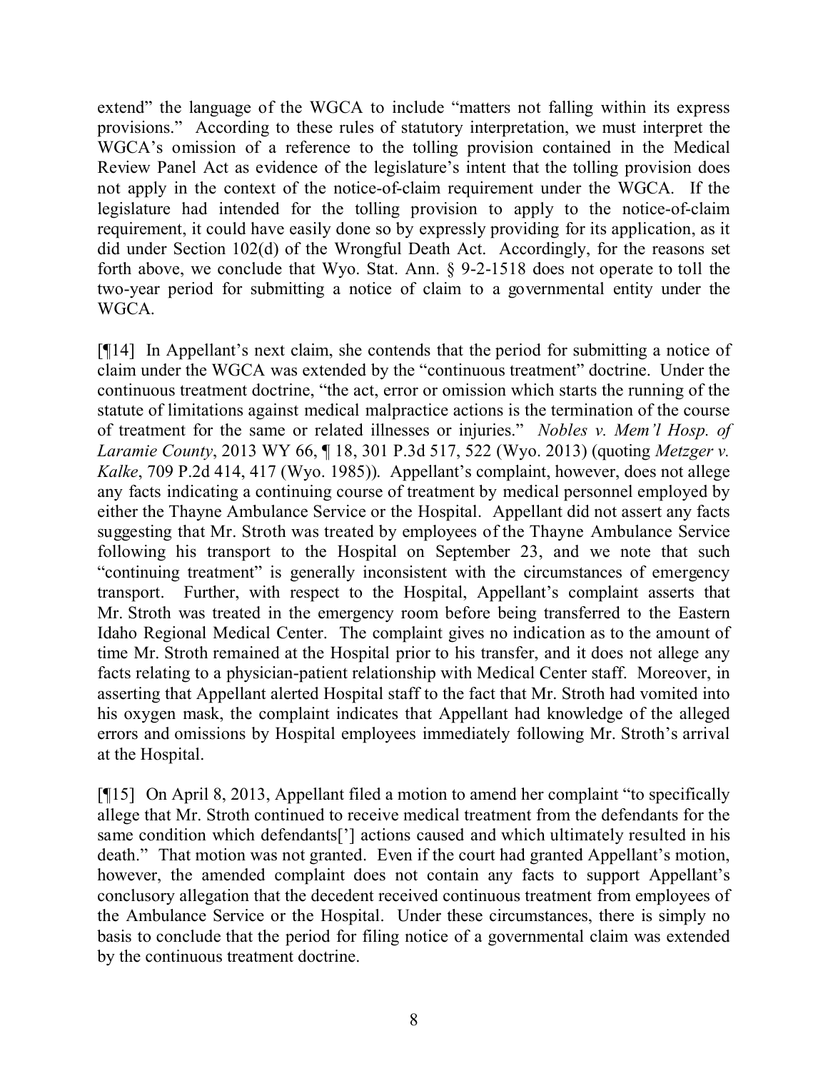extend" the language of the WGCA to include "matters not falling within its express provisions." According to these rules of statutory interpretation, we must interpret the WGCA's omission of a reference to the tolling provision contained in the Medical Review Panel Act as evidence of the legislature's intent that the tolling provision does not apply in the context of the notice-of-claim requirement under the WGCA. If the legislature had intended for the tolling provision to apply to the notice-of-claim requirement, it could have easily done so by expressly providing for its application, as it did under Section 102(d) of the Wrongful Death Act. Accordingly, for the reasons set forth above, we conclude that Wyo. Stat. Ann. § 9-2-1518 does not operate to toll the two-year period for submitting a notice of claim to a governmental entity under the WGCA.

[¶14] In Appellant's next claim, she contends that the period for submitting a notice of claim under the WGCA was extended by the "continuous treatment" doctrine. Under the continuous treatment doctrine, "the act, error or omission which starts the running of the statute of limitations against medical malpractice actions is the termination of the course of treatment for the same or related illnesses or injuries." *Nobles v. Mem'l Hosp. of Laramie County*, 2013 WY 66, ¶ 18, 301 P.3d 517, 522 (Wyo. 2013) (quoting *Metzger v. Kalke*, 709 P.2d 414, 417 (Wyo. 1985)). Appellant's complaint, however, does not allege any facts indicating a continuing course of treatment by medical personnel employed by either the Thayne Ambulance Service or the Hospital. Appellant did not assert any facts suggesting that Mr. Stroth was treated by employees of the Thayne Ambulance Service following his transport to the Hospital on September 23, and we note that such "continuing treatment" is generally inconsistent with the circumstances of emergency transport. Further, with respect to the Hospital, Appellant's complaint asserts that Mr. Stroth was treated in the emergency room before being transferred to the Eastern Idaho Regional Medical Center. The complaint gives no indication as to the amount of time Mr. Stroth remained at the Hospital prior to his transfer, and it does not allege any facts relating to a physician-patient relationship with Medical Center staff. Moreover, in asserting that Appellant alerted Hospital staff to the fact that Mr. Stroth had vomited into his oxygen mask, the complaint indicates that Appellant had knowledge of the alleged errors and omissions by Hospital employees immediately following Mr. Stroth's arrival at the Hospital.

[¶15] On April 8, 2013, Appellant filed a motion to amend her complaint "to specifically allege that Mr. Stroth continued to receive medical treatment from the defendants for the same condition which defendants['] actions caused and which ultimately resulted in his death." That motion was not granted. Even if the court had granted Appellant's motion, however, the amended complaint does not contain any facts to support Appellant's conclusory allegation that the decedent received continuous treatment from employees of the Ambulance Service or the Hospital. Under these circumstances, there is simply no basis to conclude that the period for filing notice of a governmental claim was extended by the continuous treatment doctrine.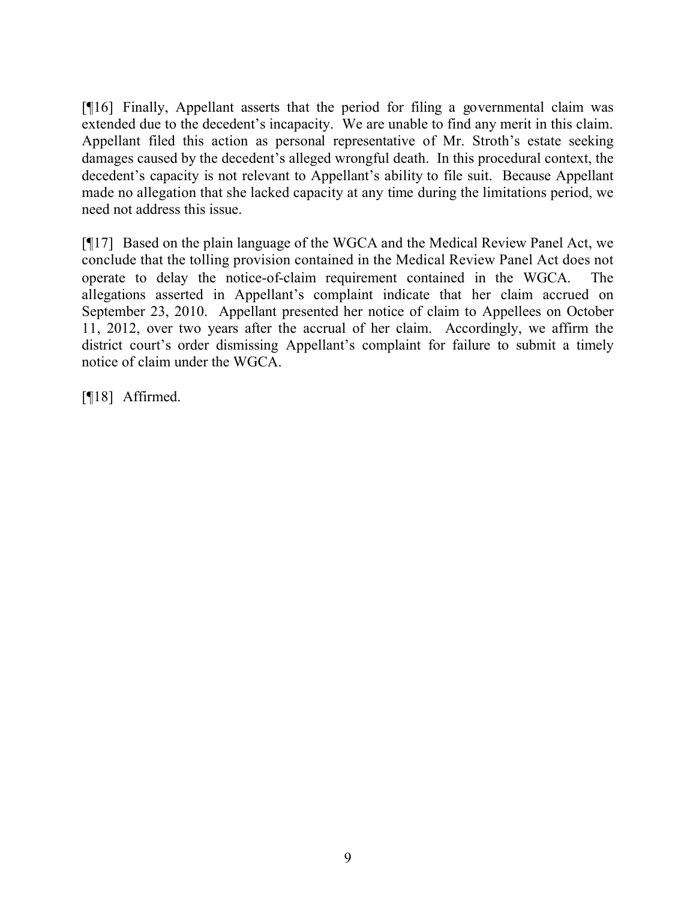[¶16] Finally, Appellant asserts that the period for filing a governmental claim was extended due to the decedent's incapacity. We are unable to find any merit in this claim. Appellant filed this action as personal representative of Mr. Stroth's estate seeking damages caused by the decedent's alleged wrongful death. In this procedural context, the decedent's capacity is not relevant to Appellant's ability to file suit. Because Appellant made no allegation that she lacked capacity at any time during the limitations period, we need not address this issue.

[¶17] Based on the plain language of the WGCA and the Medical Review Panel Act, we conclude that the tolling provision contained in the Medical Review Panel Act does not operate to delay the notice-of-claim requirement contained in the WGCA. The allegations asserted in Appellant's complaint indicate that her claim accrued on September 23, 2010. Appellant presented her notice of claim to Appellees on October 11, 2012, over two years after the accrual of her claim. Accordingly, we affirm the district court's order dismissing Appellant's complaint for failure to submit a timely notice of claim under the WGCA.

[¶18] Affirmed.